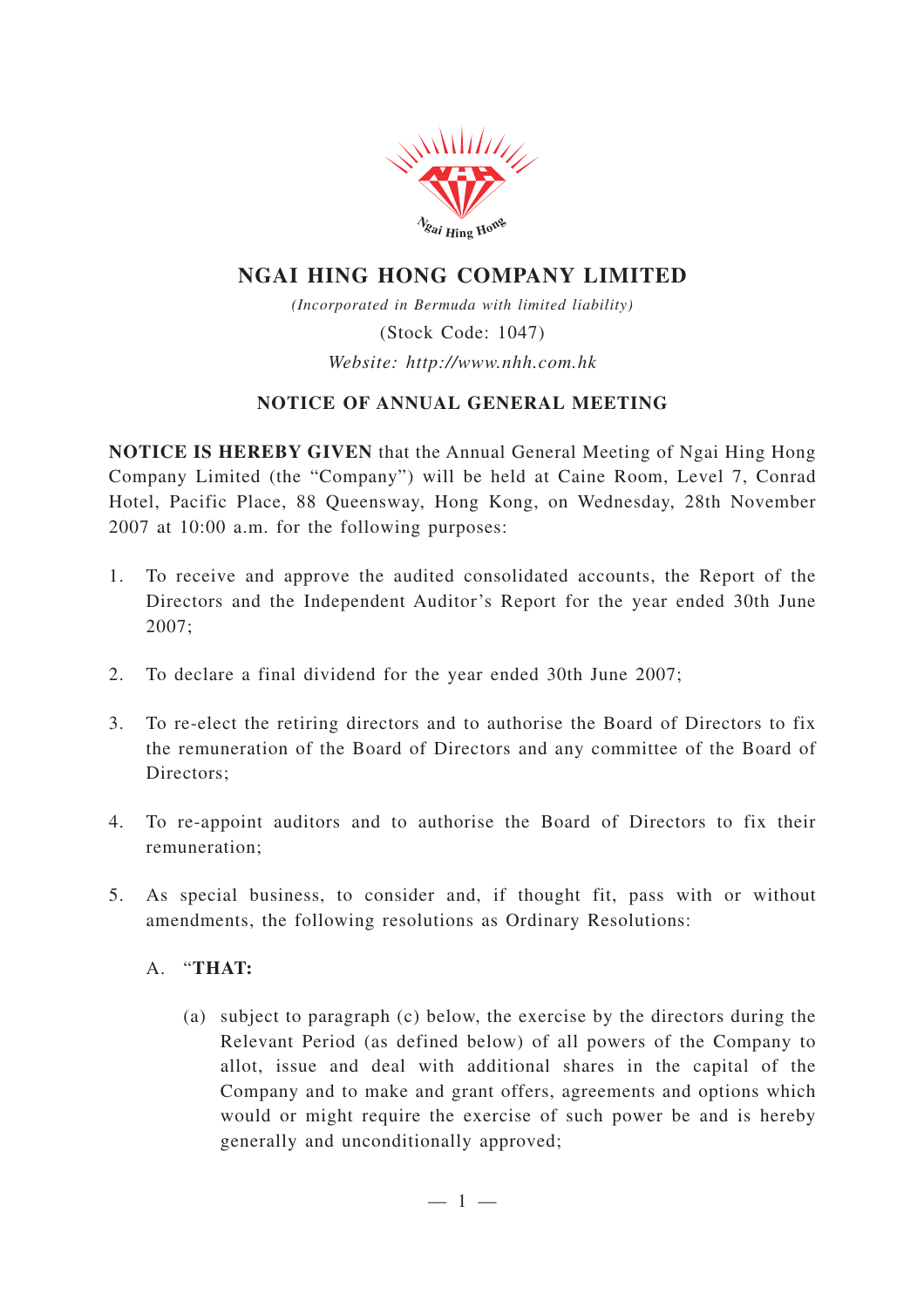# NGAI HING HONG COMPANY LIMITED

*(Incorporated in Bermuda with limited liability)*

(Stock Code: 1047)

*Website: http://www.nhh.com.hk*

## NOTICE OF ANNUAL GENERAL MEETING

**NOTICE IS HEREBY GIVEN** that the Annual General Meeting of Ngai Hing Hong Company Limited (the "Company") will be held at Caine Room, Level 7, Conrad Hotel, Pacific Place, 88 Queensway, Hong Kong, on Wednesday, 28th November 2007 at 10:00 a.m. for the following purposes:

1. To receive and approve the audited consolidated accounts, the Report of the Directors and the Independent Auditor's Report for the year ended 30th June 2007;

2. To declare a final dividend for the year ended 30th June 2007;

3. To re-elect the retiring directors and to authorise the Board of Directors to fix the remuneration of the Board of Directors and any committee of the Board of Directors;

4. To re-appoint auditors and to authorise the Board of Directors to fix their remuneration;

5. As special business, to consider and, if thought fit, pass with or without amendments, the following resolutions as Ordinary Resolutions:

   A. "**THAT:**

      (a) subject to paragraph (c) below, the exercise by the directors during the Relevant Period (as defined below) of all powers of the Company to allot, issue and deal with additional shares in the capital of the Company and to make and grant offers, agreements and options which would or might require the exercise of such power be and is hereby generally and unconditionally approved;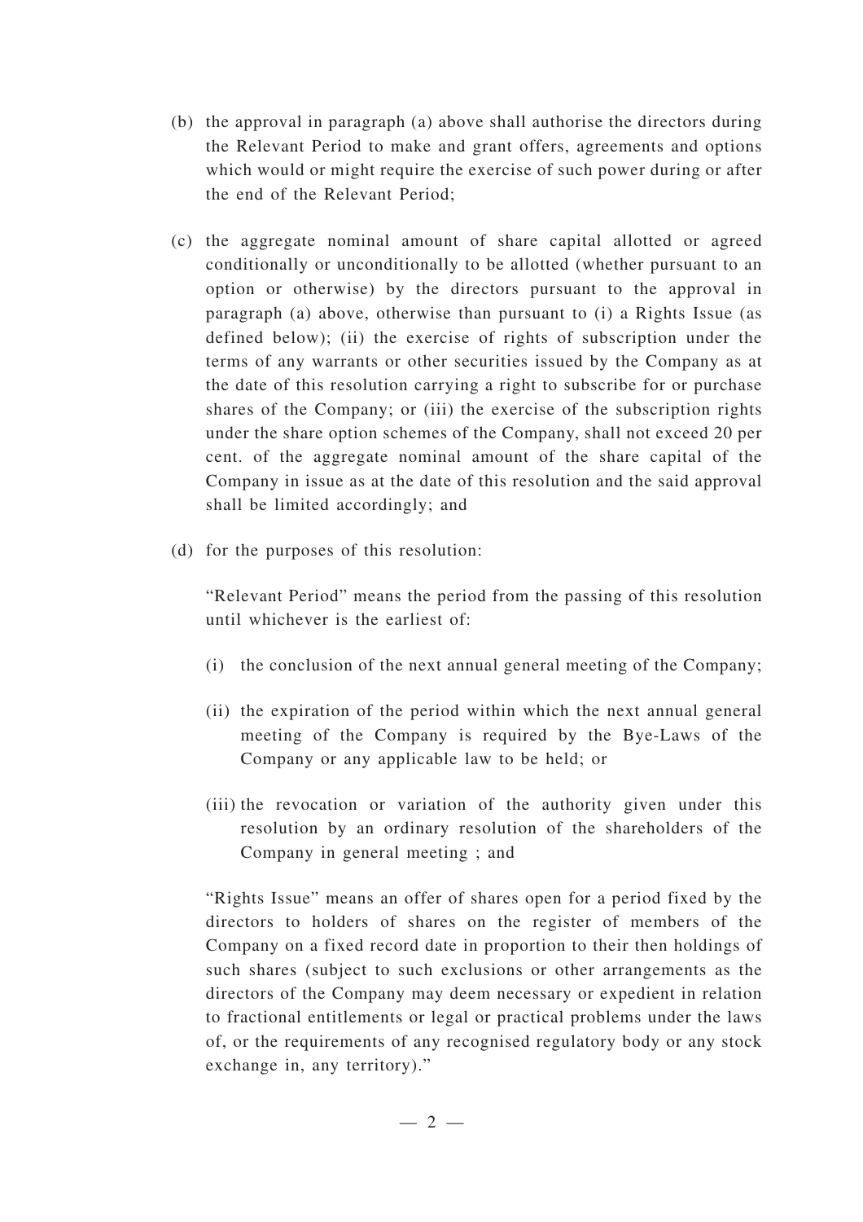(b) the approval in paragraph (a) above shall authorise the directors during the Relevant Period to make and grant offers, agreements and options which would or might require the exercise of such power during or after the end of the Relevant Period;

(c) the aggregate nominal amount of share capital allotted or agreed conditionally or unconditionally to be allotted (whether pursuant to an option or otherwise) by the directors pursuant to the approval in paragraph (a) above, otherwise than pursuant to (i) a Rights Issue (as defined below); (ii) the exercise of rights of subscription under the terms of any warrants or other securities issued by the Company as at the date of this resolution carrying a right to subscribe for or purchase shares of the Company; or (iii) the exercise of the subscription rights under the share option schemes of the Company, shall not exceed 20 per cent. of the aggregate nominal amount of the share capital of the Company in issue as at the date of this resolution and the said approval shall be limited accordingly; and

(d) for the purposes of this resolution:

"Relevant Period" means the period from the passing of this resolution until whichever is the earliest of:

(i) the conclusion of the next annual general meeting of the Company;

(ii) the expiration of the period within which the next annual general meeting of the Company is required by the Bye-Laws of the Company or any applicable law to be held; or

(iii) the revocation or variation of the authority given under this resolution by an ordinary resolution of the shareholders of the Company in general meeting ; and

"Rights Issue" means an offer of shares open for a period fixed by the directors to holders of shares on the register of members of the Company on a fixed record date in proportion to their then holdings of such shares (subject to such exclusions or other arrangements as the directors of the Company may deem necessary or expedient in relation to fractional entitlements or legal or practical problems under the laws of, or the requirements of any recognised regulatory body or any stock exchange in, any territory)."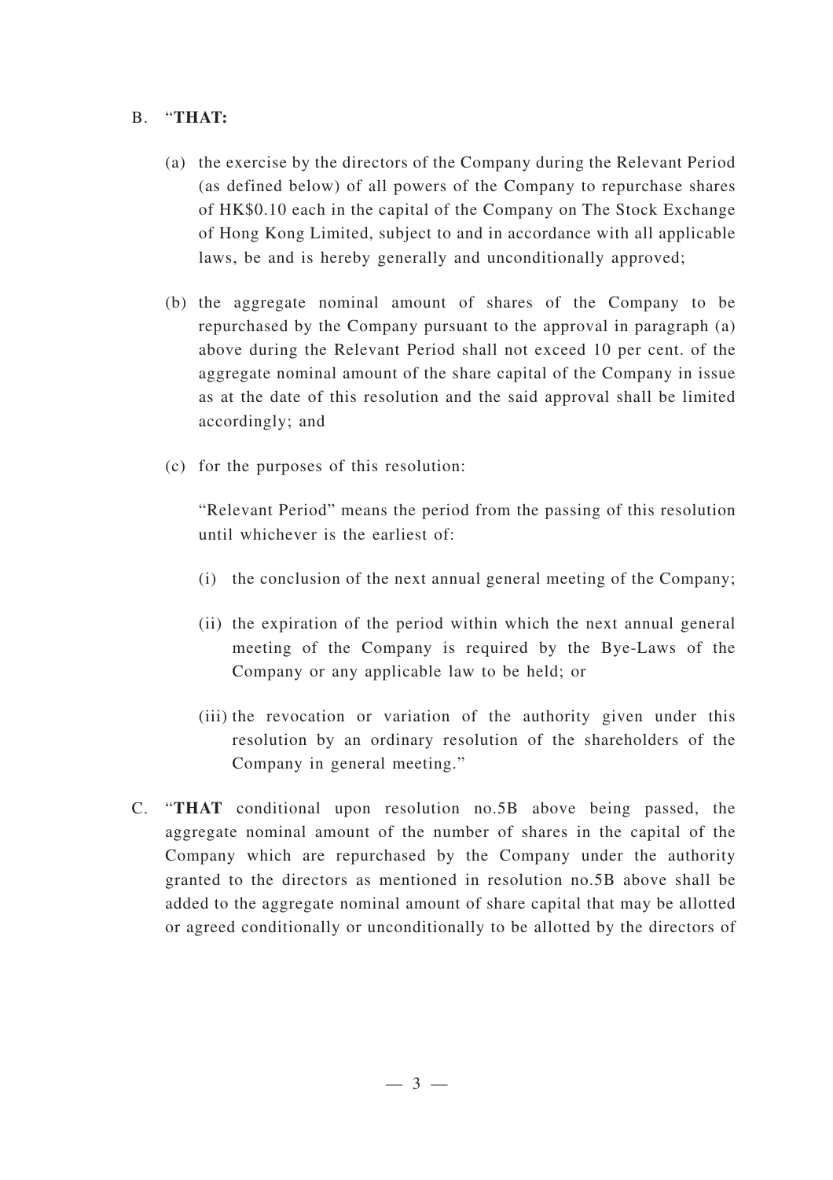B. "**THAT:**

(a) the exercise by the directors of the Company during the Relevant Period (as defined below) of all powers of the Company to repurchase shares of HK$0.10 each in the capital of the Company on The Stock Exchange of Hong Kong Limited, subject to and in accordance with all applicable laws, be and is hereby generally and unconditionally approved;

(b) the aggregate nominal amount of shares of the Company to be repurchased by the Company pursuant to the approval in paragraph (a) above during the Relevant Period shall not exceed 10 per cent. of the aggregate nominal amount of the share capital of the Company in issue as at the date of this resolution and the said approval shall be limited accordingly; and

(c) for the purposes of this resolution:

"Relevant Period" means the period from the passing of this resolution until whichever is the earliest of:

(i) the conclusion of the next annual general meeting of the Company;

(ii) the expiration of the period within which the next annual general meeting of the Company is required by the Bye-Laws of the Company or any applicable law to be held; or

(iii) the revocation or variation of the authority given under this resolution by an ordinary resolution of the shareholders of the Company in general meeting."

C. "**THAT** conditional upon resolution no.5B above being passed, the aggregate nominal amount of the number of shares in the capital of the Company which are repurchased by the Company under the authority granted to the directors as mentioned in resolution no.5B above shall be added to the aggregate nominal amount of share capital that may be allotted or agreed conditionally or unconditionally to be allotted by the directors of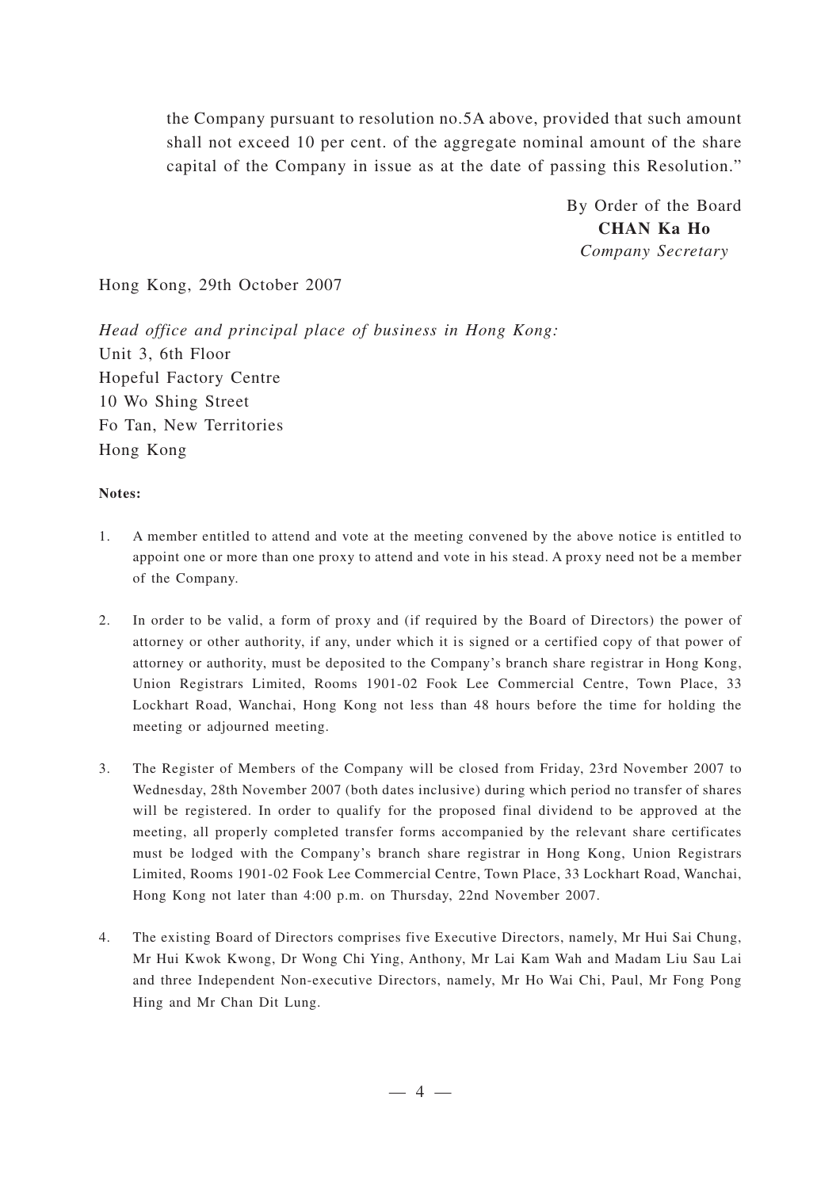the Company pursuant to resolution no.5A above, provided that such amount shall not exceed 10 per cent. of the aggregate nominal amount of the share capital of the Company in issue as at the date of passing this Resolution."

By Order of the Board
**CHAN Ka Ho**
*Company Secretary*

Hong Kong, 29th October 2007

*Head office and principal place of business in Hong Kong:*
Unit 3, 6th Floor
Hopeful Factory Centre
10 Wo Shing Street
Fo Tan, New Territories
Hong Kong

**Notes:**

1. A member entitled to attend and vote at the meeting convened by the above notice is entitled to appoint one or more than one proxy to attend and vote in his stead. A proxy need not be a member of the Company.

2. In order to be valid, a form of proxy and (if required by the Board of Directors) the power of attorney or other authority, if any, under which it is signed or a certified copy of that power of attorney or authority, must be deposited to the Company's branch share registrar in Hong Kong, Union Registrars Limited, Rooms 1901-02 Fook Lee Commercial Centre, Town Place, 33 Lockhart Road, Wanchai, Hong Kong not less than 48 hours before the time for holding the meeting or adjourned meeting.

3. The Register of Members of the Company will be closed from Friday, 23rd November 2007 to Wednesday, 28th November 2007 (both dates inclusive) during which period no transfer of shares will be registered. In order to qualify for the proposed final dividend to be approved at the meeting, all properly completed transfer forms accompanied by the relevant share certificates must be lodged with the Company's branch share registrar in Hong Kong, Union Registrars Limited, Rooms 1901-02 Fook Lee Commercial Centre, Town Place, 33 Lockhart Road, Wanchai, Hong Kong not later than 4:00 p.m. on Thursday, 22nd November 2007.

4. The existing Board of Directors comprises five Executive Directors, namely, Mr Hui Sai Chung, Mr Hui Kwok Kwong, Dr Wong Chi Ying, Anthony, Mr Lai Kam Wah and Madam Liu Sau Lai and three Independent Non-executive Directors, namely, Mr Ho Wai Chi, Paul, Mr Fong Pong Hing and Mr Chan Dit Lung.